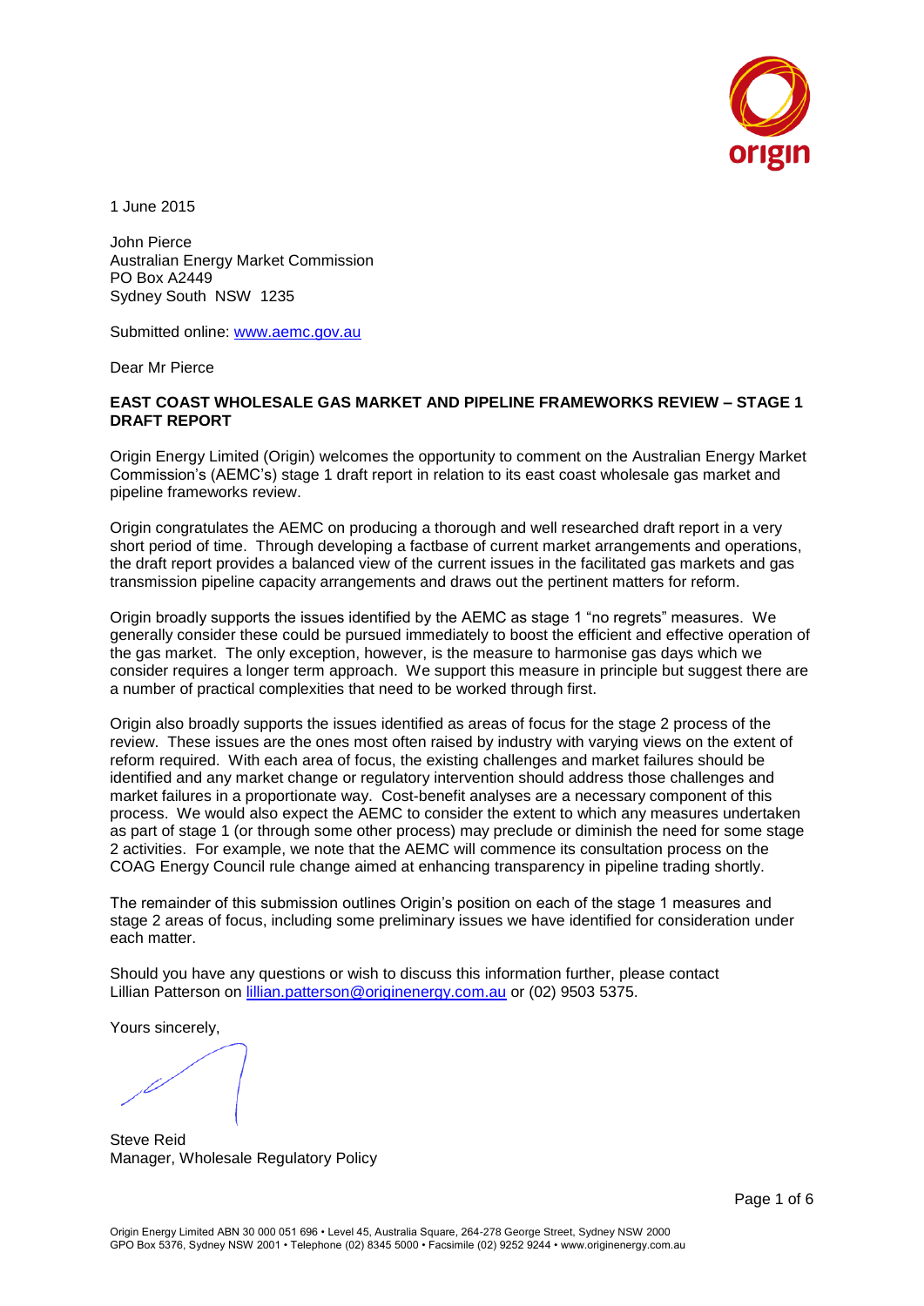1 June 2015

John Pierce
Australian Energy Market Commission
PO Box A2449
Sydney South NSW 1235

Submitted online: www.aemc.gov.au

Dear Mr Pierce

**EAST COAST WHOLESALE GAS MARKET AND PIPELINE FRAMEWORKS REVIEW – STAGE 1 DRAFT REPORT**

Origin Energy Limited (Origin) welcomes the opportunity to comment on the Australian Energy Market Commission's (AEMC's) stage 1 draft report in relation to its east coast wholesale gas market and pipeline frameworks review.

Origin congratulates the AEMC on producing a thorough and well researched draft report in a very short period of time. Through developing a factbase of current market arrangements and operations, the draft report provides a balanced view of the current issues in the facilitated gas markets and gas transmission pipeline capacity arrangements and draws out the pertinent matters for reform.

Origin broadly supports the issues identified by the AEMC as stage 1 "no regrets" measures. We generally consider these could be pursued immediately to boost the efficient and effective operation of the gas market. The only exception, however, is the measure to harmonise gas days which we consider requires a longer term approach. We support this measure in principle but suggest there are a number of practical complexities that need to be worked through first.

Origin also broadly supports the issues identified as areas of focus for the stage 2 process of the review. These issues are the ones most often raised by industry with varying views on the extent of reform required. With each area of focus, the existing challenges and market failures should be identified and any market change or regulatory intervention should address those challenges and market failures in a proportionate way. Cost-benefit analyses are a necessary component of this process. We would also expect the AEMC to consider the extent to which any measures undertaken as part of stage 1 (or through some other process) may preclude or diminish the need for some stage 2 activities. For example, we note that the AEMC will commence its consultation process on the COAG Energy Council rule change aimed at enhancing transparency in pipeline trading shortly.

The remainder of this submission outlines Origin's position on each of the stage 1 measures and stage 2 areas of focus, including some preliminary issues we have identified for consideration under each matter.

Should you have any questions or wish to discuss this information further, please contact Lillian Patterson on lillian.patterson@originenergy.com.au or (02) 9503 5375.

Yours sincerely,

Steve Reid
Manager, Wholesale Regulatory Policy

Origin Energy Limited ABN 30 000 051 696 • Level 45, Australia Square, 264-278 George Street, Sydney NSW 2000
GPO Box 5376, Sydney NSW 2001 • Telephone (02) 8345 5000 • Facsimile (02) 9252 9244 • www.originenergy.com.au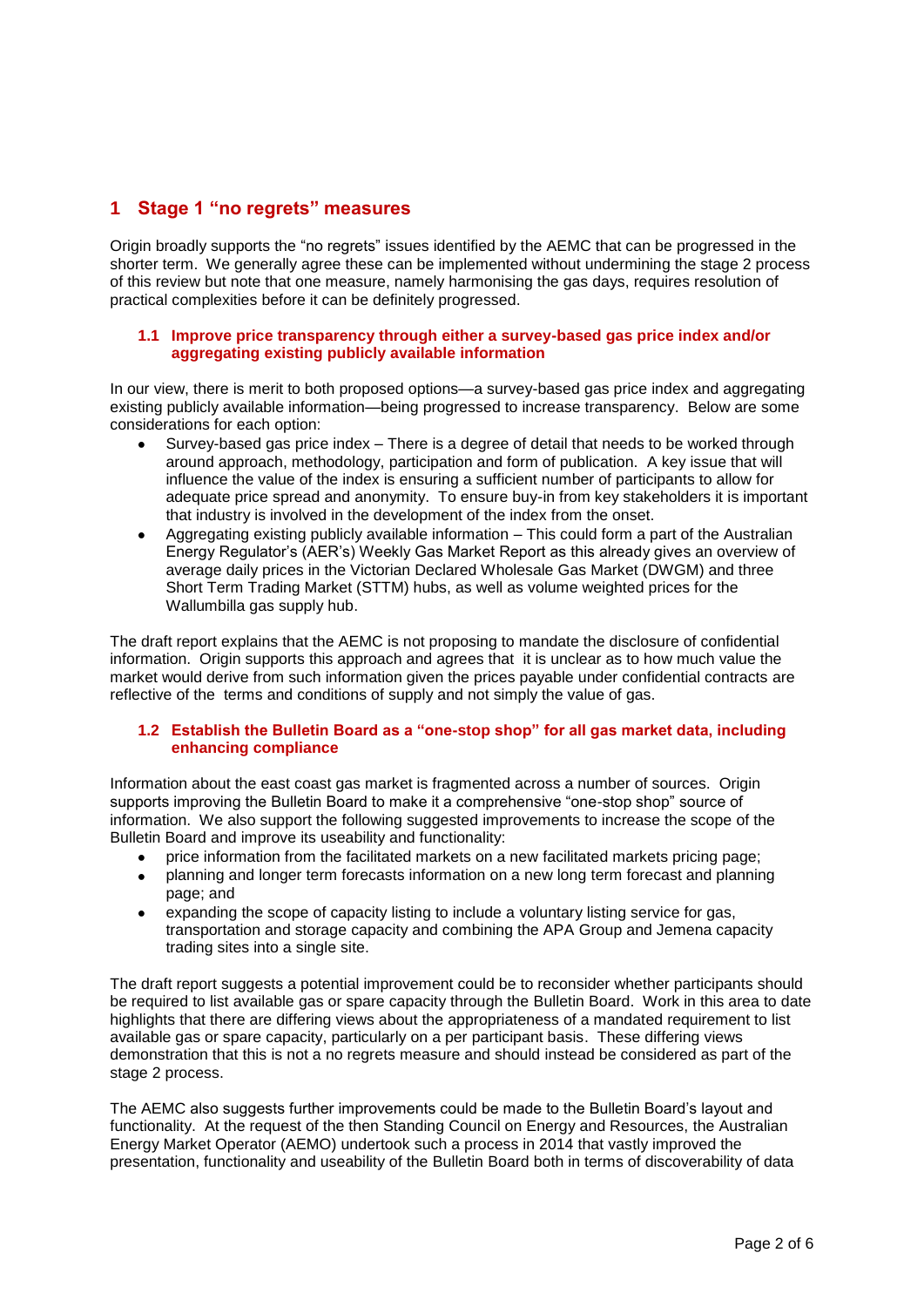## 1 Stage 1 "no regrets" measures

Origin broadly supports the "no regrets" issues identified by the AEMC that can be progressed in the shorter term. We generally agree these can be implemented without undermining the stage 2 process of this review but note that one measure, namely harmonising the gas days, requires resolution of practical complexities before it can be definitely progressed.

### 1.1 Improve price transparency through either a survey-based gas price index and/or aggregating existing publicly available information

In our view, there is merit to both proposed options—a survey-based gas price index and aggregating existing publicly available information—being progressed to increase transparency. Below are some considerations for each option:

- Survey-based gas price index – There is a degree of detail that needs to be worked through around approach, methodology, participation and form of publication. A key issue that will influence the value of the index is ensuring a sufficient number of participants to allow for adequate price spread and anonymity. To ensure buy-in from key stakeholders it is important that industry is involved in the development of the index from the onset.
- Aggregating existing publicly available information – This could form a part of the Australian Energy Regulator's (AER's) Weekly Gas Market Report as this already gives an overview of average daily prices in the Victorian Declared Wholesale Gas Market (DWGM) and three Short Term Trading Market (STTM) hubs, as well as volume weighted prices for the Wallumbilla gas supply hub.

The draft report explains that the AEMC is not proposing to mandate the disclosure of confidential information. Origin supports this approach and agrees that it is unclear as to how much value the market would derive from such information given the prices payable under confidential contracts are reflective of the terms and conditions of supply and not simply the value of gas.

### 1.2 Establish the Bulletin Board as a "one-stop shop" for all gas market data, including enhancing compliance

Information about the east coast gas market is fragmented across a number of sources. Origin supports improving the Bulletin Board to make it a comprehensive "one-stop shop" source of information. We also support the following suggested improvements to increase the scope of the Bulletin Board and improve its useability and functionality:

- price information from the facilitated markets on a new facilitated markets pricing page;
- planning and longer term forecasts information on a new long term forecast and planning page; and
- expanding the scope of capacity listing to include a voluntary listing service for gas, transportation and storage capacity and combining the APA Group and Jemena capacity trading sites into a single site.

The draft report suggests a potential improvement could be to reconsider whether participants should be required to list available gas or spare capacity through the Bulletin Board. Work in this area to date highlights that there are differing views about the appropriateness of a mandated requirement to list available gas or spare capacity, particularly on a per participant basis. These differing views demonstration that this is not a no regrets measure and should instead be considered as part of the stage 2 process.

The AEMC also suggests further improvements could be made to the Bulletin Board's layout and functionality. At the request of the then Standing Council on Energy and Resources, the Australian Energy Market Operator (AEMO) undertook such a process in 2014 that vastly improved the presentation, functionality and useability of the Bulletin Board both in terms of discoverability of data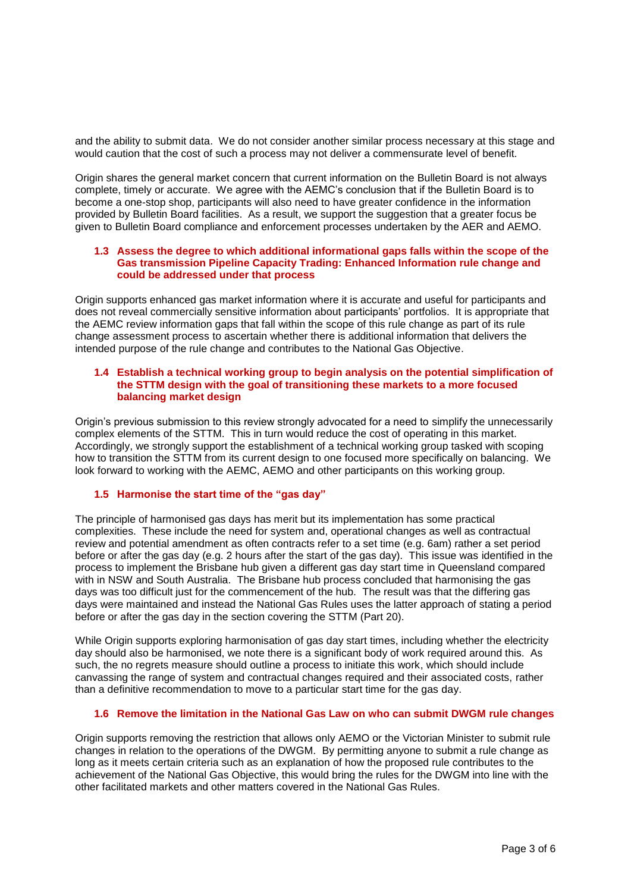and the ability to submit data. We do not consider another similar process necessary at this stage and would caution that the cost of such a process may not deliver a commensurate level of benefit.

Origin shares the general market concern that current information on the Bulletin Board is not always complete, timely or accurate. We agree with the AEMC's conclusion that if the Bulletin Board is to become a one-stop shop, participants will also need to have greater confidence in the information provided by Bulletin Board facilities. As a result, we support the suggestion that a greater focus be given to Bulletin Board compliance and enforcement processes undertaken by the AER and AEMO.

### 1.3 Assess the degree to which additional informational gaps falls within the scope of the Gas transmission Pipeline Capacity Trading: Enhanced Information rule change and could be addressed under that process

Origin supports enhanced gas market information where it is accurate and useful for participants and does not reveal commercially sensitive information about participants' portfolios. It is appropriate that the AEMC review information gaps that fall within the scope of this rule change as part of its rule change assessment process to ascertain whether there is additional information that delivers the intended purpose of the rule change and contributes to the National Gas Objective.

### 1.4 Establish a technical working group to begin analysis on the potential simplification of the STTM design with the goal of transitioning these markets to a more focused balancing market design

Origin's previous submission to this review strongly advocated for a need to simplify the unnecessarily complex elements of the STTM. This in turn would reduce the cost of operating in this market. Accordingly, we strongly support the establishment of a technical working group tasked with scoping how to transition the STTM from its current design to one focused more specifically on balancing. We look forward to working with the AEMC, AEMO and other participants on this working group.

### 1.5 Harmonise the start time of the "gas day"

The principle of harmonised gas days has merit but its implementation has some practical complexities. These include the need for system and, operational changes as well as contractual review and potential amendment as often contracts refer to a set time (e.g. 6am) rather a set period before or after the gas day (e.g. 2 hours after the start of the gas day). This issue was identified in the process to implement the Brisbane hub given a different gas day start time in Queensland compared with in NSW and South Australia. The Brisbane hub process concluded that harmonising the gas days was too difficult just for the commencement of the hub. The result was that the differing gas days were maintained and instead the National Gas Rules uses the latter approach of stating a period before or after the gas day in the section covering the STTM (Part 20).

While Origin supports exploring harmonisation of gas day start times, including whether the electricity day should also be harmonised, we note there is a significant body of work required around this. As such, the no regrets measure should outline a process to initiate this work, which should include canvassing the range of system and contractual changes required and their associated costs, rather than a definitive recommendation to move to a particular start time for the gas day.

### 1.6 Remove the limitation in the National Gas Law on who can submit DWGM rule changes

Origin supports removing the restriction that allows only AEMO or the Victorian Minister to submit rule changes in relation to the operations of the DWGM. By permitting anyone to submit a rule change as long as it meets certain criteria such as an explanation of how the proposed rule contributes to the achievement of the National Gas Objective, this would bring the rules for the DWGM into line with the other facilitated markets and other matters covered in the National Gas Rules.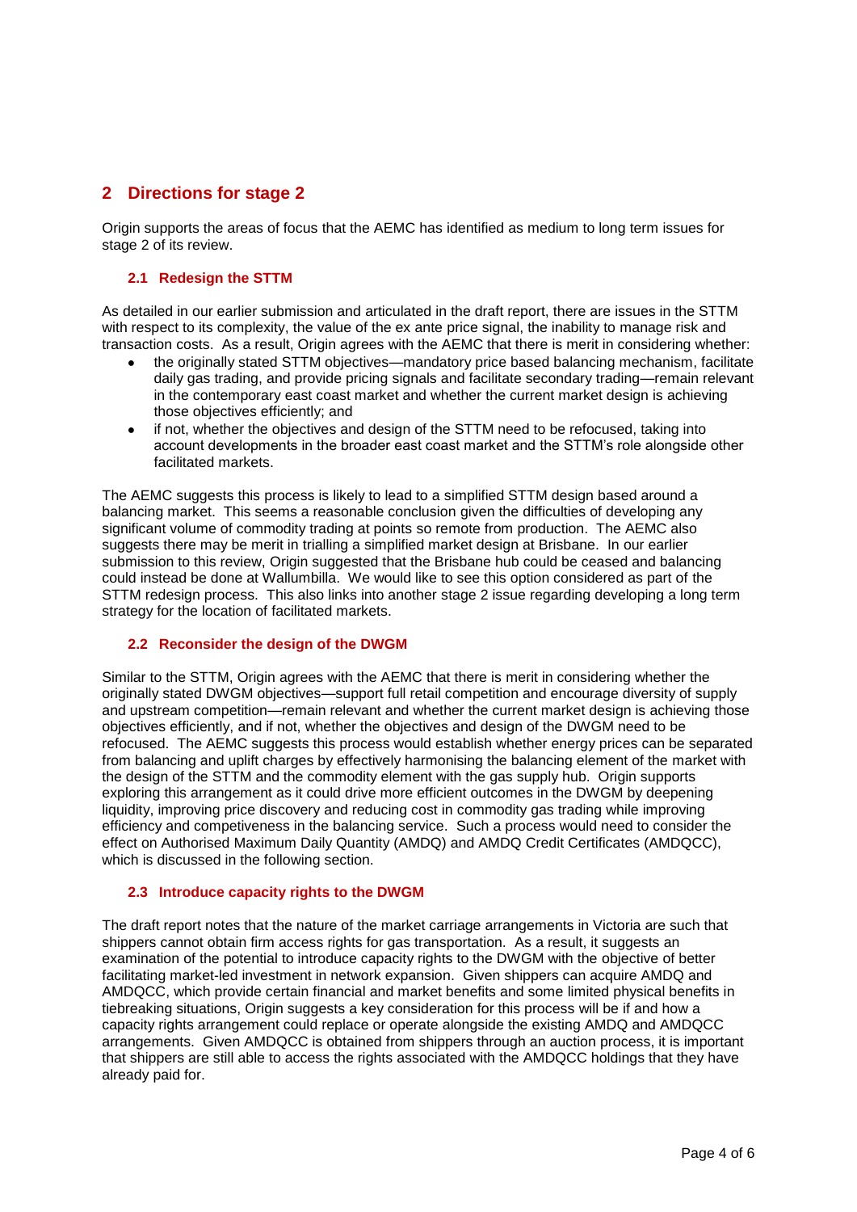## 2 Directions for stage 2

Origin supports the areas of focus that the AEMC has identified as medium to long term issues for stage 2 of its review.

### 2.1 Redesign the STTM

As detailed in our earlier submission and articulated in the draft report, there are issues in the STTM with respect to its complexity, the value of the ex ante price signal, the inability to manage risk and transaction costs. As a result, Origin agrees with the AEMC that there is merit in considering whether:

- the originally stated STTM objectives—mandatory price based balancing mechanism, facilitate daily gas trading, and provide pricing signals and facilitate secondary trading—remain relevant in the contemporary east coast market and whether the current market design is achieving those objectives efficiently; and
- if not, whether the objectives and design of the STTM need to be refocused, taking into account developments in the broader east coast market and the STTM's role alongside other facilitated markets.

The AEMC suggests this process is likely to lead to a simplified STTM design based around a balancing market. This seems a reasonable conclusion given the difficulties of developing any significant volume of commodity trading at points so remote from production. The AEMC also suggests there may be merit in trialling a simplified market design at Brisbane. In our earlier submission to this review, Origin suggested that the Brisbane hub could be ceased and balancing could instead be done at Wallumbilla. We would like to see this option considered as part of the STTM redesign process. This also links into another stage 2 issue regarding developing a long term strategy for the location of facilitated markets.

### 2.2 Reconsider the design of the DWGM

Similar to the STTM, Origin agrees with the AEMC that there is merit in considering whether the originally stated DWGM objectives—support full retail competition and encourage diversity of supply and upstream competition—remain relevant and whether the current market design is achieving those objectives efficiently, and if not, whether the objectives and design of the DWGM need to be refocused. The AEMC suggests this process would establish whether energy prices can be separated from balancing and uplift charges by effectively harmonising the balancing element of the market with the design of the STTM and the commodity element with the gas supply hub. Origin supports exploring this arrangement as it could drive more efficient outcomes in the DWGM by deepening liquidity, improving price discovery and reducing cost in commodity gas trading while improving efficiency and competiveness in the balancing service. Such a process would need to consider the effect on Authorised Maximum Daily Quantity (AMDQ) and AMDQ Credit Certificates (AMDQCC), which is discussed in the following section.

### 2.3 Introduce capacity rights to the DWGM

The draft report notes that the nature of the market carriage arrangements in Victoria are such that shippers cannot obtain firm access rights for gas transportation. As a result, it suggests an examination of the potential to introduce capacity rights to the DWGM with the objective of better facilitating market-led investment in network expansion. Given shippers can acquire AMDQ and AMDQCC, which provide certain financial and market benefits and some limited physical benefits in tiebreaking situations, Origin suggests a key consideration for this process will be if and how a capacity rights arrangement could replace or operate alongside the existing AMDQ and AMDQCC arrangements. Given AMDQCC is obtained from shippers through an auction process, it is important that shippers are still able to access the rights associated with the AMDQCC holdings that they have already paid for.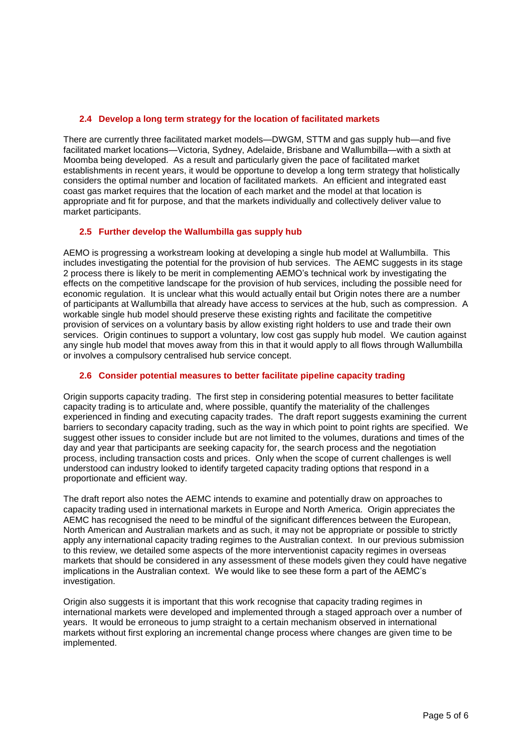### 2.4 Develop a long term strategy for the location of facilitated markets

There are currently three facilitated market models—DWGM, STTM and gas supply hub—and five facilitated market locations—Victoria, Sydney, Adelaide, Brisbane and Wallumbilla—with a sixth at Moomba being developed. As a result and particularly given the pace of facilitated market establishments in recent years, it would be opportune to develop a long term strategy that holistically considers the optimal number and location of facilitated markets. An efficient and integrated east coast gas market requires that the location of each market and the model at that location is appropriate and fit for purpose, and that the markets individually and collectively deliver value to market participants.

### 2.5 Further develop the Wallumbilla gas supply hub

AEMO is progressing a workstream looking at developing a single hub model at Wallumbilla. This includes investigating the potential for the provision of hub services. The AEMC suggests in its stage 2 process there is likely to be merit in complementing AEMO's technical work by investigating the effects on the competitive landscape for the provision of hub services, including the possible need for economic regulation. It is unclear what this would actually entail but Origin notes there are a number of participants at Wallumbilla that already have access to services at the hub, such as compression. A workable single hub model should preserve these existing rights and facilitate the competitive provision of services on a voluntary basis by allow existing right holders to use and trade their own services. Origin continues to support a voluntary, low cost gas supply hub model. We caution against any single hub model that moves away from this in that it would apply to all flows through Wallumbilla or involves a compulsory centralised hub service concept.

### 2.6 Consider potential measures to better facilitate pipeline capacity trading

Origin supports capacity trading. The first step in considering potential measures to better facilitate capacity trading is to articulate and, where possible, quantify the materiality of the challenges experienced in finding and executing capacity trades. The draft report suggests examining the current barriers to secondary capacity trading, such as the way in which point to point rights are specified. We suggest other issues to consider include but are not limited to the volumes, durations and times of the day and year that participants are seeking capacity for, the search process and the negotiation process, including transaction costs and prices. Only when the scope of current challenges is well understood can industry looked to identify targeted capacity trading options that respond in a proportionate and efficient way.

The draft report also notes the AEMC intends to examine and potentially draw on approaches to capacity trading used in international markets in Europe and North America. Origin appreciates the AEMC has recognised the need to be mindful of the significant differences between the European, North American and Australian markets and as such, it may not be appropriate or possible to strictly apply any international capacity trading regimes to the Australian context. In our previous submission to this review, we detailed some aspects of the more interventionist capacity regimes in overseas markets that should be considered in any assessment of these models given they could have negative implications in the Australian context. We would like to see these form a part of the AEMC's investigation.

Origin also suggests it is important that this work recognise that capacity trading regimes in international markets were developed and implemented through a staged approach over a number of years. It would be erroneous to jump straight to a certain mechanism observed in international markets without first exploring an incremental change process where changes are given time to be implemented.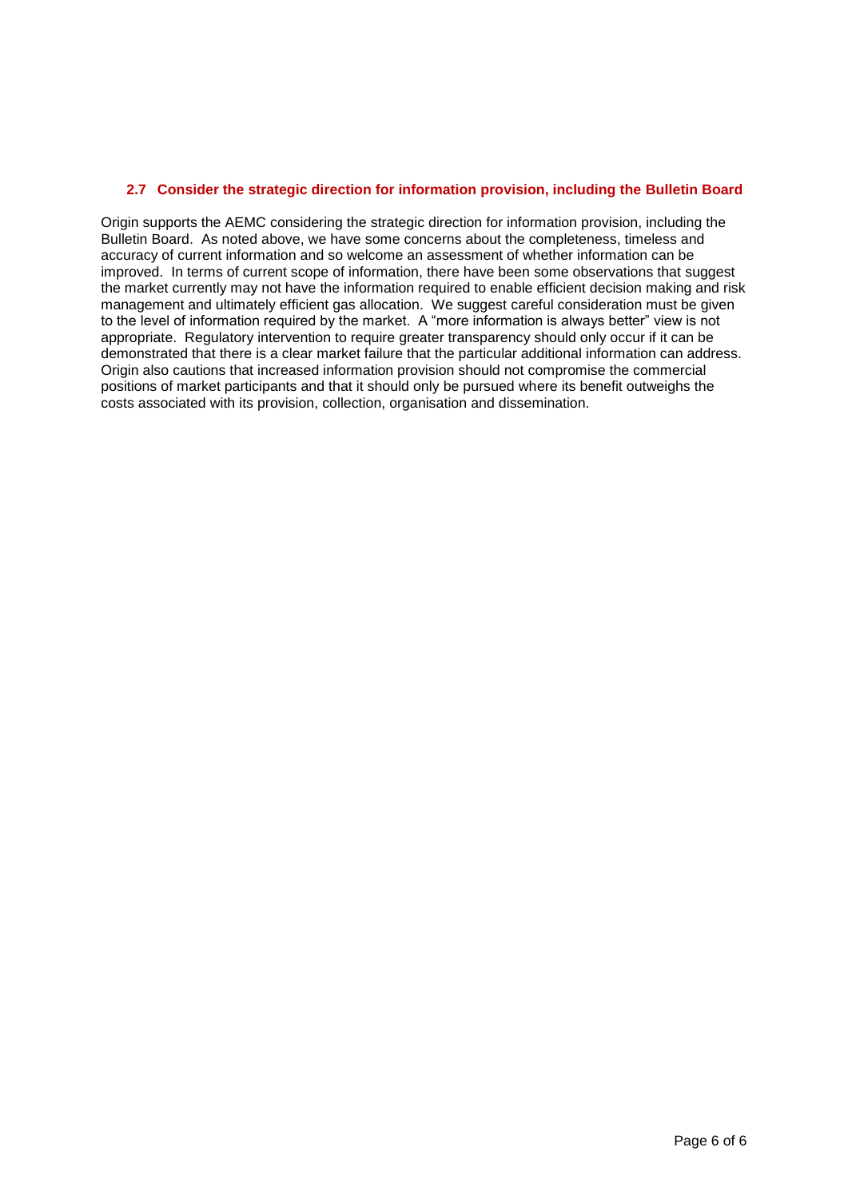### 2.7 Consider the strategic direction for information provision, including the Bulletin Board

Origin supports the AEMC considering the strategic direction for information provision, including the Bulletin Board. As noted above, we have some concerns about the completeness, timeless and accuracy of current information and so welcome an assessment of whether information can be improved. In terms of current scope of information, there have been some observations that suggest the market currently may not have the information required to enable efficient decision making and risk management and ultimately efficient gas allocation. We suggest careful consideration must be given to the level of information required by the market. A "more information is always better" view is not appropriate. Regulatory intervention to require greater transparency should only occur if it can be demonstrated that there is a clear market failure that the particular additional information can address. Origin also cautions that increased information provision should not compromise the commercial positions of market participants and that it should only be pursued where its benefit outweighs the costs associated with its provision, collection, organisation and dissemination.